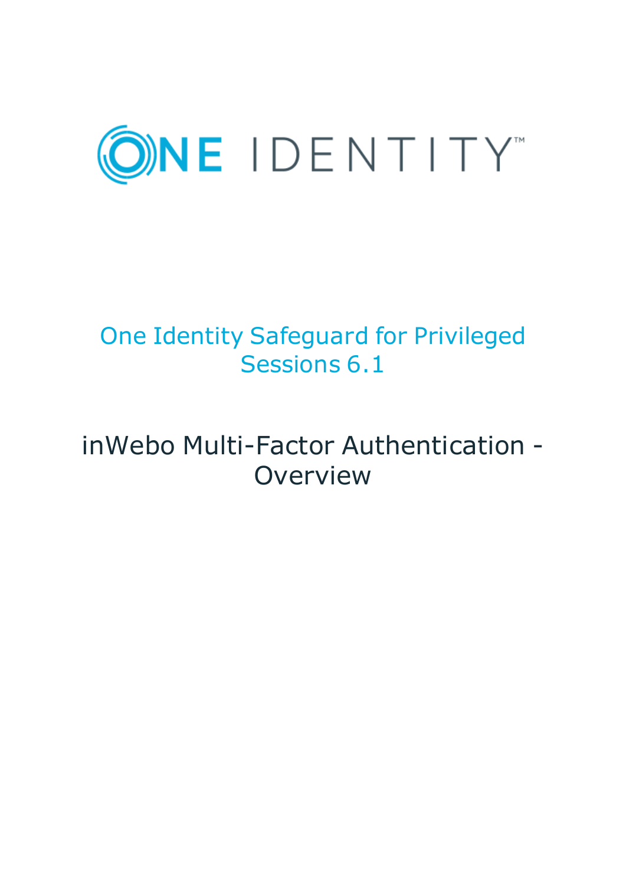ONE IDENTITY

# One Identity Safeguard for Privileged Sessions 6.1

## inWebo Multi-Factor Authentication - Overview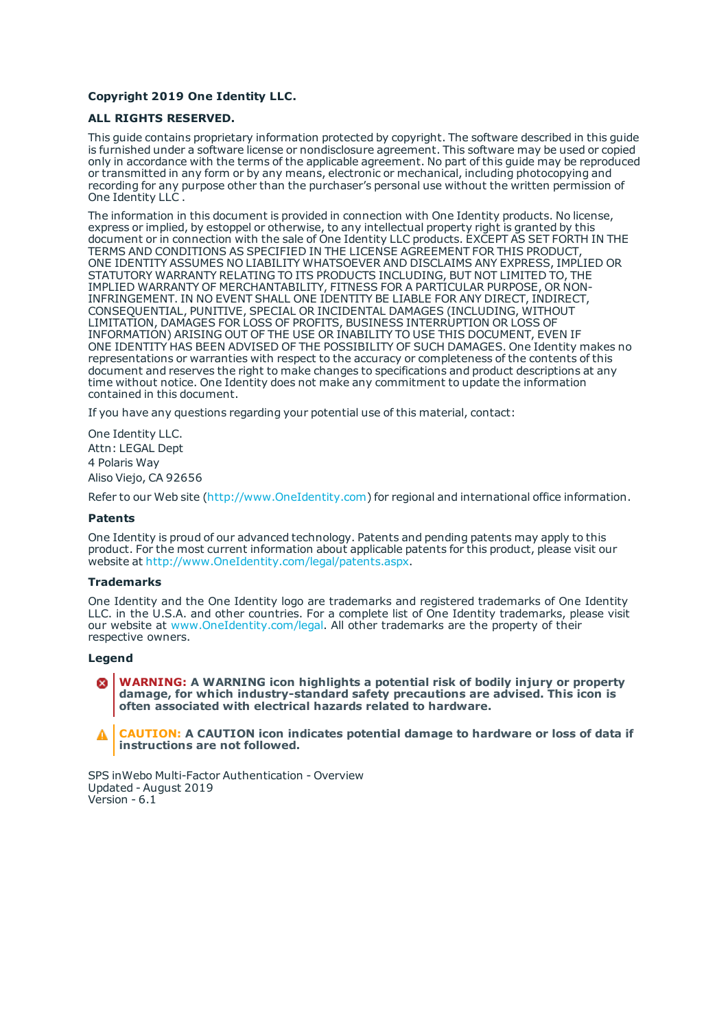**Copyright 2019 One Identity LLC.**

**ALL RIGHTS RESERVED.**

This guide contains proprietary information protected by copyright. The software described in this guide is furnished under a software license or nondisclosure agreement. This software may be used or copied only in accordance with the terms of the applicable agreement. No part of this guide may be reproduced or transmitted in any form or by any means, electronic or mechanical, including photocopying and recording for any purpose other than the purchaser's personal use without the written permission of One Identity LLC .

The information in this document is provided in connection with One Identity products. No license, express or implied, by estoppel or otherwise, to any intellectual property right is granted by this document or in connection with the sale of One Identity LLC products. EXCEPT AS SET FORTH IN THE TERMS AND CONDITIONS AS SPECIFIED IN THE LICENSE AGREEMENT FOR THIS PRODUCT, ONE IDENTITY ASSUMES NO LIABILITY WHATSOEVER AND DISCLAIMS ANY EXPRESS, IMPLIED OR STATUTORY WARRANTY RELATING TO ITS PRODUCTS INCLUDING, BUT NOT LIMITED TO, THE IMPLIED WARRANTY OF MERCHANTABILITY, FITNESS FOR A PARTICULAR PURPOSE, OR NON-INFRINGEMENT. IN NO EVENT SHALL ONE IDENTITY BE LIABLE FOR ANY DIRECT, INDIRECT, CONSEQUENTIAL, PUNITIVE, SPECIAL OR INCIDENTAL DAMAGES (INCLUDING, WITHOUT LIMITATION, DAMAGES FOR LOSS OF PROFITS, BUSINESS INTERRUPTION OR LOSS OF INFORMATION) ARISING OUT OF THE USE OR INABILITY TO USE THIS DOCUMENT, EVEN IF ONE IDENTITY HAS BEEN ADVISED OF THE POSSIBILITY OF SUCH DAMAGES. One Identity makes no representations or warranties with respect to the accuracy or completeness of the contents of this document and reserves the right to make changes to specifications and product descriptions at any time without notice. One Identity does not make any commitment to update the information contained in this document.

If you have any questions regarding your potential use of this material, contact:

One Identity LLC.
Attn: LEGAL Dept
4 Polaris Way
Aliso Viejo, CA 92656

Refer to our Web site (http://www.OneIdentity.com) for regional and international office information.

**Patents**

One Identity is proud of our advanced technology. Patents and pending patents may apply to this product. For the most current information about applicable patents for this product, please visit our website at http://www.OneIdentity.com/legal/patents.aspx.

**Trademarks**

One Identity and the One Identity logo are trademarks and registered trademarks of One Identity LLC. in the U.S.A. and other countries. For a complete list of One Identity trademarks, please visit our website at www.OneIdentity.com/legal. All other trademarks are the property of their respective owners.

**Legend**

**WARNING: A WARNING icon highlights a potential risk of bodily injury or property damage, for which industry-standard safety precautions are advised. This icon is often associated with electrical hazards related to hardware.**

**CAUTION: A CAUTION icon indicates potential damage to hardware or loss of data if instructions are not followed.**

SPS inWebo Multi-Factor Authentication - Overview
Updated - August 2019
Version - 6.1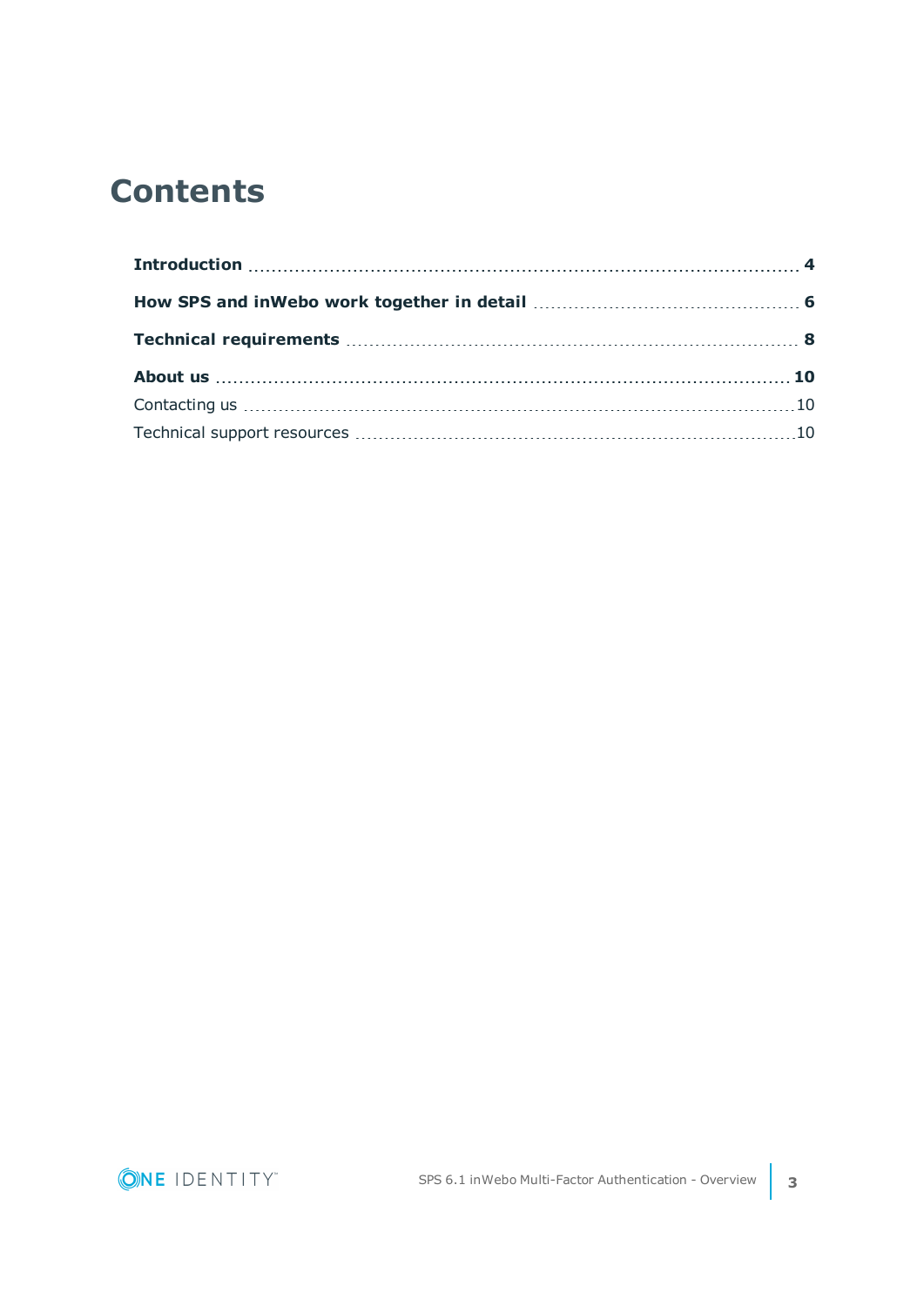# Contents

**Introduction** .......... **4**

**How SPS and inWebo work together in detail** .......... **6**

**Technical requirements** .......... **8**

**About us** .......... **10**

Contacting us .......... 10

Technical support resources .......... 10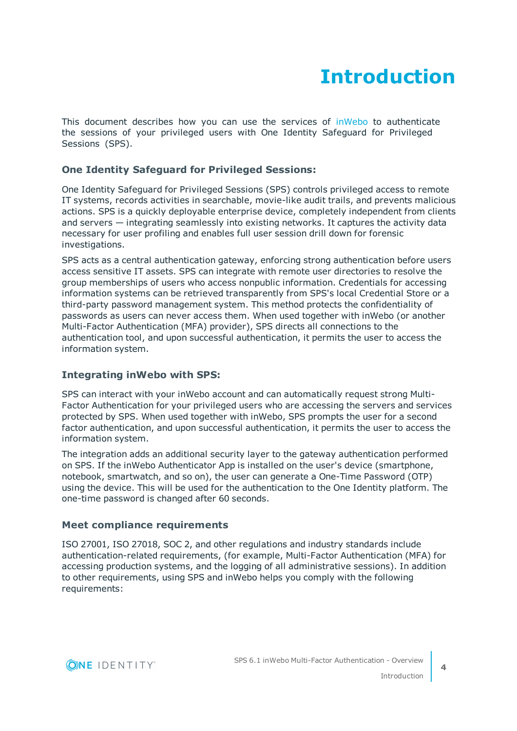# Introduction

This document describes how you can use the services of inWebo to authenticate the sessions of your privileged users with One Identity Safeguard for Privileged Sessions (SPS).

### One Identity Safeguard for Privileged Sessions:

One Identity Safeguard for Privileged Sessions (SPS) controls privileged access to remote IT systems, records activities in searchable, movie-like audit trails, and prevents malicious actions. SPS is a quickly deployable enterprise device, completely independent from clients and servers — integrating seamlessly into existing networks. It captures the activity data necessary for user profiling and enables full user session drill down for forensic investigations.

SPS acts as a central authentication gateway, enforcing strong authentication before users access sensitive IT assets. SPS can integrate with remote user directories to resolve the group memberships of users who access nonpublic information. Credentials for accessing information systems can be retrieved transparently from SPS's local Credential Store or a third-party password management system. This method protects the confidentiality of passwords as users can never access them. When used together with inWebo (or another Multi-Factor Authentication (MFA) provider), SPS directs all connections to the authentication tool, and upon successful authentication, it permits the user to access the information system.

### Integrating inWebo with SPS:

SPS can interact with your inWebo account and can automatically request strong Multi-Factor Authentication for your privileged users who are accessing the servers and services protected by SPS. When used together with inWebo, SPS prompts the user for a second factor authentication, and upon successful authentication, it permits the user to access the information system.

The integration adds an additional security layer to the gateway authentication performed on SPS. If the inWebo Authenticator App is installed on the user's device (smartphone, notebook, smartwatch, and so on), the user can generate a One-Time Password (OTP) using the device. This will be used for the authentication to the One Identity platform. The one-time password is changed after 60 seconds.

### Meet compliance requirements

ISO 27001, ISO 27018, SOC 2, and other regulations and industry standards include authentication-related requirements, (for example, Multi-Factor Authentication (MFA) for accessing production systems, and the logging of all administrative sessions). In addition to other requirements, using SPS and inWebo helps you comply with the following requirements: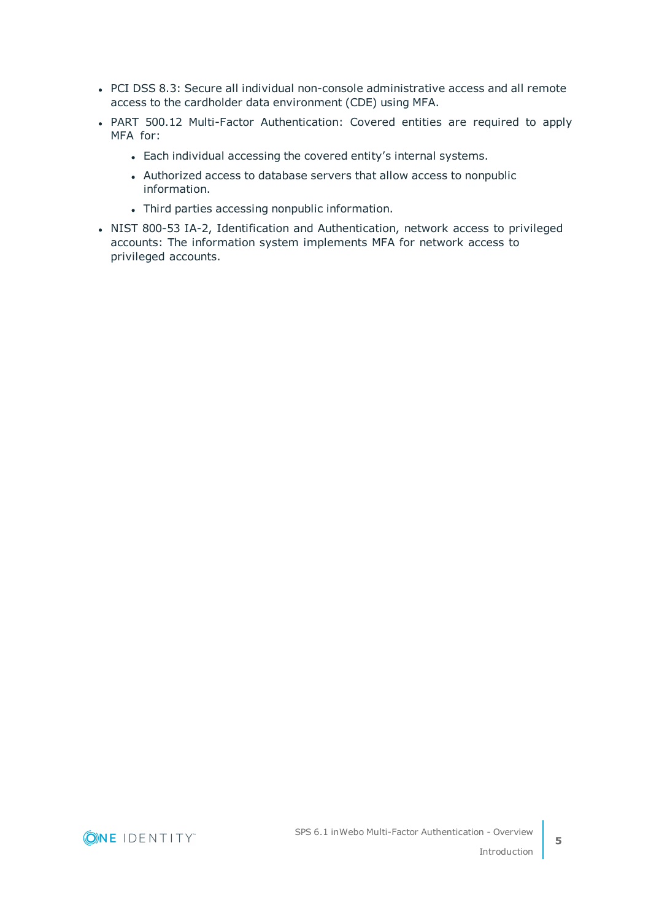- PCI DSS 8.3: Secure all individual non-console administrative access and all remote access to the cardholder data environment (CDE) using MFA.
- PART 500.12 Multi-Factor Authentication: Covered entities are required to apply MFA for:
  - Each individual accessing the covered entity’s internal systems.
  - Authorized access to database servers that allow access to nonpublic information.
  - Third parties accessing nonpublic information.
- NIST 800-53 IA-2, Identification and Authentication, network access to privileged accounts: The information system implements MFA for network access to privileged accounts.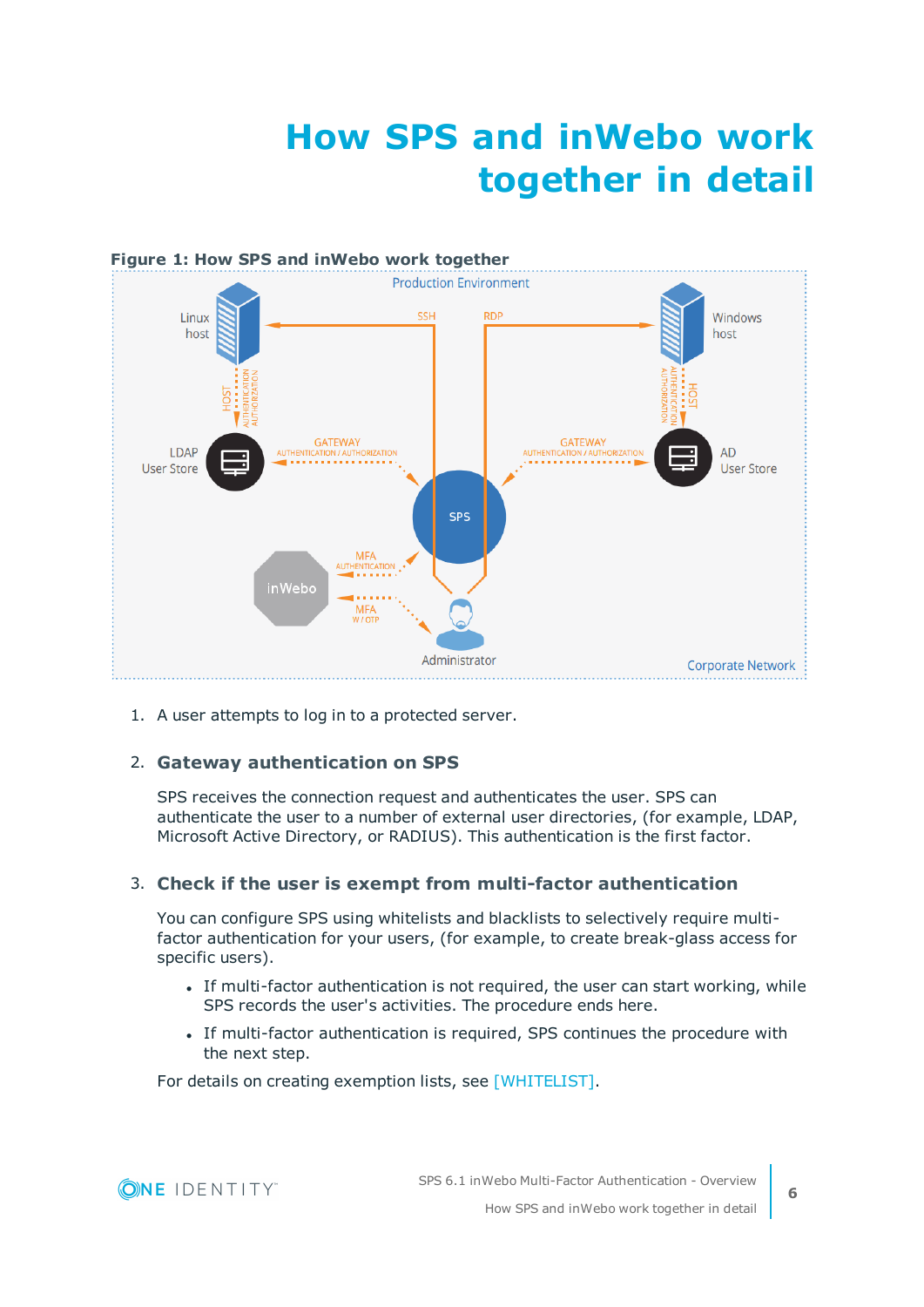# How SPS and inWebo work together in detail

**Figure 1: How SPS and inWebo work together**

1. A user attempts to log in to a protected server.

2. **Gateway authentication on SPS**

   SPS receives the connection request and authenticates the user. SPS can authenticate the user to a number of external user directories, (for example, LDAP, Microsoft Active Directory, or RADIUS). This authentication is the first factor.

3. **Check if the user is exempt from multi-factor authentication**

   You can configure SPS using whitelists and blacklists to selectively require multi-factor authentication for your users, (for example, to create break-glass access for specific users).

   - If multi-factor authentication is not required, the user can start working, while SPS records the user's activities. The procedure ends here.
   - If multi-factor authentication is required, SPS continues the procedure with the next step.

   For details on creating exemption lists, see [WHITELIST].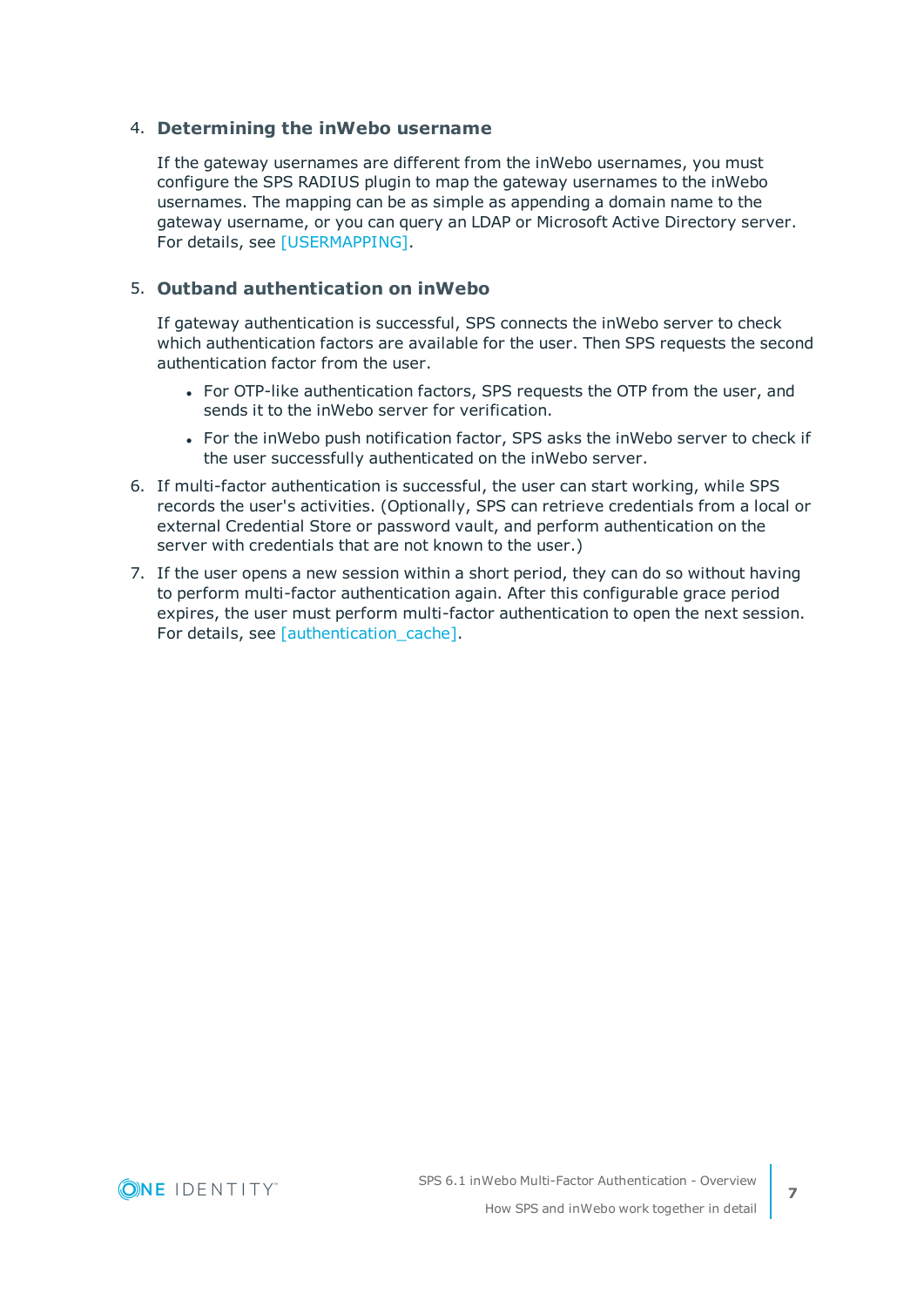4. **Determining the inWebo username**

   If the gateway usernames are different from the inWebo usernames, you must configure the SPS RADIUS plugin to map the gateway usernames to the inWebo usernames. The mapping can be as simple as appending a domain name to the gateway username, or you can query an LDAP or Microsoft Active Directory server. For details, see [USERMAPPING].

5. **Outband authentication on inWebo**

   If gateway authentication is successful, SPS connects the inWebo server to check which authentication factors are available for the user. Then SPS requests the second authentication factor from the user.

   - For OTP-like authentication factors, SPS requests the OTP from the user, and sends it to the inWebo server for verification.
   - For the inWebo push notification factor, SPS asks the inWebo server to check if the user successfully authenticated on the inWebo server.

6. If multi-factor authentication is successful, the user can start working, while SPS records the user's activities. (Optionally, SPS can retrieve credentials from a local or external Credential Store or password vault, and perform authentication on the server with credentials that are not known to the user.)

7. If the user opens a new session within a short period, they can do so without having to perform multi-factor authentication again. After this configurable grace period expires, the user must perform multi-factor authentication to open the next session. For details, see [authentication_cache].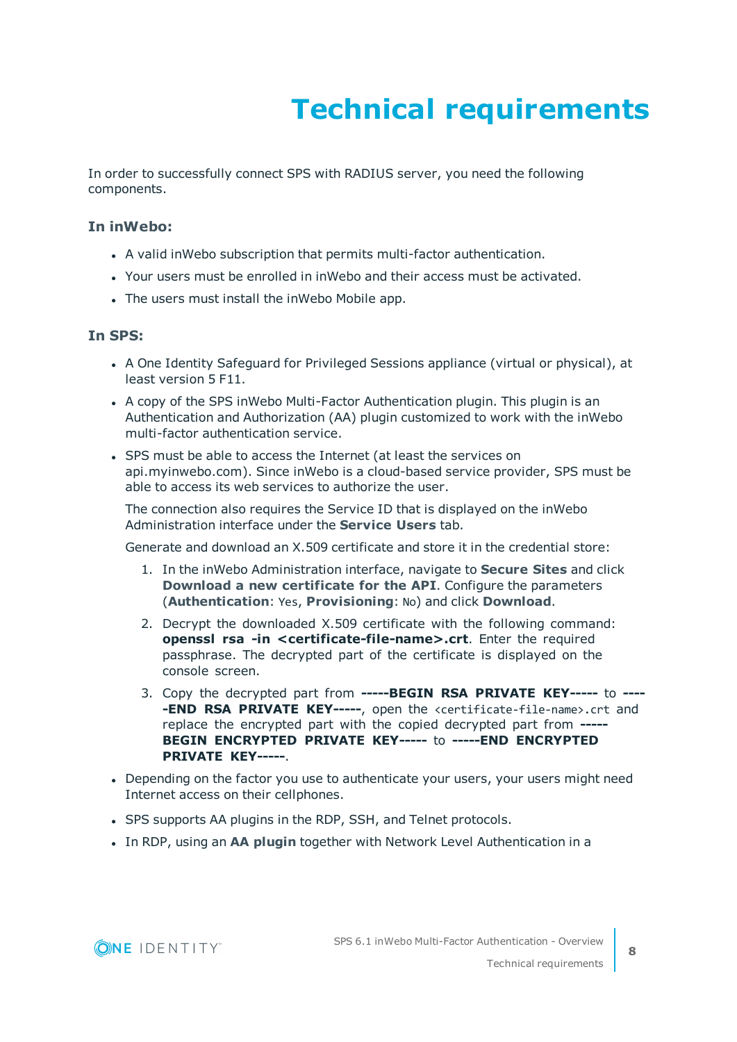# Technical requirements

In order to successfully connect SPS with RADIUS server, you need the following components.

### In inWebo:

- A valid inWebo subscription that permits multi-factor authentication.
- Your users must be enrolled in inWebo and their access must be activated.
- The users must install the inWebo Mobile app.

### In SPS:

- A One Identity Safeguard for Privileged Sessions appliance (virtual or physical), at least version 5 F11.
- A copy of the SPS inWebo Multi-Factor Authentication plugin. This plugin is an Authentication and Authorization (AA) plugin customized to work with the inWebo multi-factor authentication service.
- SPS must be able to access the Internet (at least the services on api.myinwebo.com). Since inWebo is a cloud-based service provider, SPS must be able to access its web services to authorize the user.

  The connection also requires the Service ID that is displayed on the inWebo Administration interface under the **Service Users** tab.

  Generate and download an X.509 certificate and store it in the credential store:

  1. In the inWebo Administration interface, navigate to **Secure Sites** and click **Download a new certificate for the API**. Configure the parameters (**Authentication**: `Yes`, **Provisioning**: `No`) and click **Download**.
  2. Decrypt the downloaded X.509 certificate with the following command: **openssl rsa -in <certificate-file-name>.crt**. Enter the required passphrase. The decrypted part of the certificate is displayed on the console screen.
  3. Copy the decrypted part from **-----BEGIN RSA PRIVATE KEY-----** to **-----END RSA PRIVATE KEY-----**, open the `<certificate-file-name>.crt` and replace the encrypted part with the copied decrypted part from **-----BEGIN ENCRYPTED PRIVATE KEY-----** to **-----END ENCRYPTED PRIVATE KEY-----**.

- Depending on the factor you use to authenticate your users, your users might need Internet access on their cellphones.
- SPS supports AA plugins in the RDP, SSH, and Telnet protocols.
- In RDP, using an **AA plugin** together with Network Level Authentication in a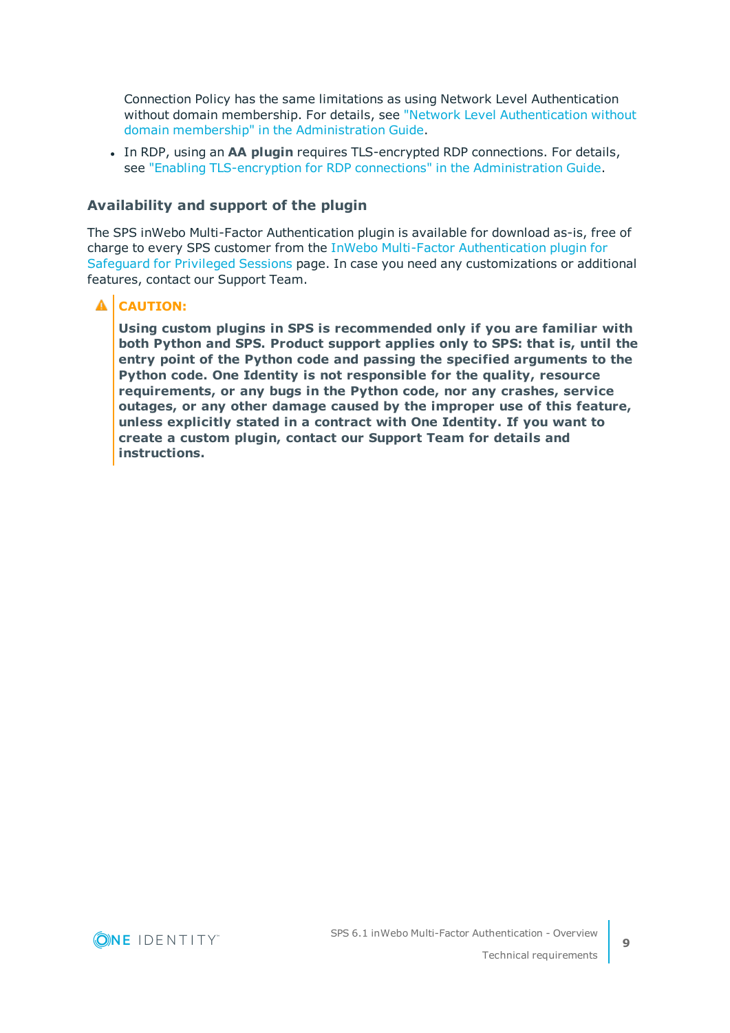Connection Policy has the same limitations as using Network Level Authentication without domain membership. For details, see "Network Level Authentication without domain membership" in the Administration Guide.

- In RDP, using an **AA plugin** requires TLS-encrypted RDP connections. For details, see "Enabling TLS-encryption for RDP connections" in the Administration Guide.

### Availability and support of the plugin

The SPS inWebo Multi-Factor Authentication plugin is available for download as-is, free of charge to every SPS customer from the InWebo Multi-Factor Authentication plugin for Safeguard for Privileged Sessions page. In case you need any customizations or additional features, contact our Support Team.

> **CAUTION:**
>
> **Using custom plugins in SPS is recommended only if you are familiar with both Python and SPS. Product support applies only to SPS: that is, until the entry point of the Python code and passing the specified arguments to the Python code. One Identity is not responsible for the quality, resource requirements, or any bugs in the Python code, nor any crashes, service outages, or any other damage caused by the improper use of this feature, unless explicitly stated in a contract with One Identity. If you want to create a custom plugin, contact our Support Team for details and instructions.**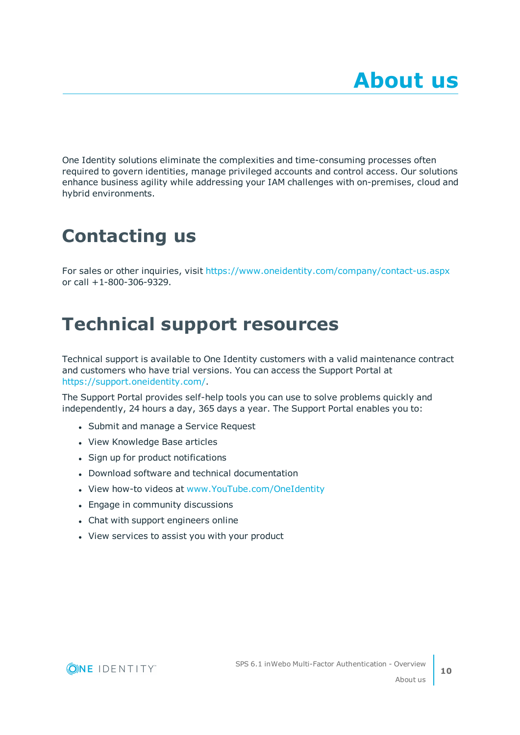# About us

One Identity solutions eliminate the complexities and time-consuming processes often required to govern identities, manage privileged accounts and control access. Our solutions enhance business agility while addressing your IAM challenges with on-premises, cloud and hybrid environments.

## Contacting us

For sales or other inquiries, visit https://www.oneidentity.com/company/contact-us.aspx or call +1-800-306-9329.

## Technical support resources

Technical support is available to One Identity customers with a valid maintenance contract and customers who have trial versions. You can access the Support Portal at https://support.oneidentity.com/.

The Support Portal provides self-help tools you can use to solve problems quickly and independently, 24 hours a day, 365 days a year. The Support Portal enables you to:

- Submit and manage a Service Request
- View Knowledge Base articles
- Sign up for product notifications
- Download software and technical documentation
- View how-to videos at www.YouTube.com/OneIdentity
- Engage in community discussions
- Chat with support engineers online
- View services to assist you with your product